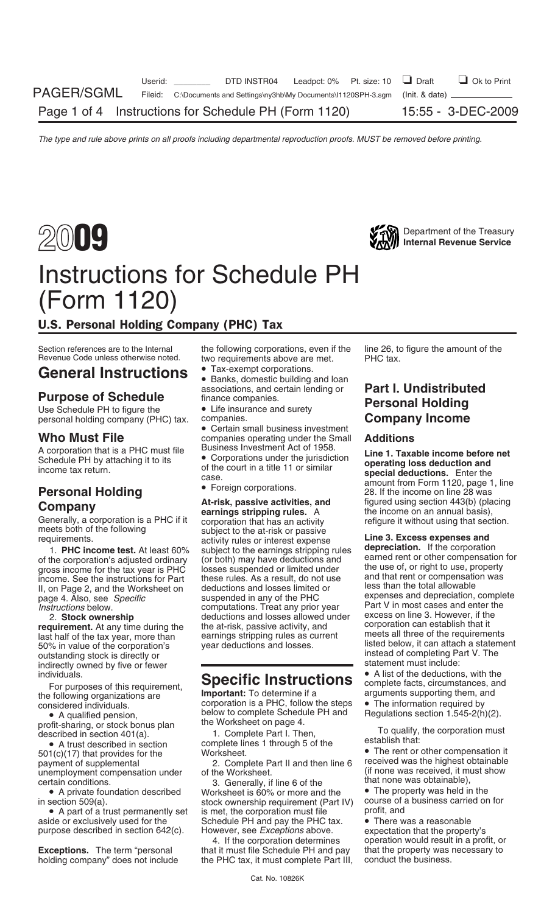# 2009 Instructions for Schedule PH (Form 1120)

Department of the Treasury
Internal Revenue Service

## U.S. Personal Holding Company (PHC) Tax

Section references are to the Internal Revenue Code unless otherwise noted.

## General Instructions

### Purpose of Schedule

Use Schedule PH to figure the personal holding company (PHC) tax.

### Who Must File

A corporation that is a PHC must file Schedule PH by attaching it to its income tax return.

### Personal Holding Company

Generally, a corporation is a PHC if it meets both of the following requirements.

1. **PHC income test.** At least 60% of the corporation's adjusted ordinary gross income for the tax year is PHC income. See the instructions for Part II, on Page 2, and the Worksheet on page 4. Also, see *Specific Instructions* below.

2. **Stock ownership requirement.** At any time during the last half of the tax year, more than 50% in value of the corporation's outstanding stock is directly or indirectly owned by five or fewer individuals.

For purposes of this requirement, the following organizations are considered individuals.

- A qualified pension, profit-sharing, or stock bonus plan described in section 401(a).
- A trust described in section 501(c)(17) that provides for the payment of supplemental unemployment compensation under certain conditions.
- A private foundation described in section 509(a).
- A part of a trust permanently set aside or exclusively used for the purpose described in section 642(c).

**Exceptions.** The term "personal holding company" does not include the following corporations, even if the two requirements above are met.

- Tax-exempt corporations.
- Banks, domestic building and loan associations, and certain lending or finance companies.
- Life insurance and surety companies.
- Certain small business investment companies operating under the Small Business Investment Act of 1958.
- Corporations under the jurisdiction of the court in a title 11 or similar case.
- Foreign corporations.

**At-risk, passive activities, and earnings stripping rules.** A corporation that has an activity subject to the at-risk or passive activity rules or interest expense subject to the earnings stripping rules (or both) may have deductions and losses suspended or limited under these rules. As a result, do not use deductions and losses limited or suspended in any of the PHC computations. Treat any prior year deductions and losses allowed under the at-risk, passive activity, and earnings stripping rules as current year deductions and losses.

## Specific Instructions

**Important:** To determine if a corporation is a PHC, follow the steps below to complete Schedule PH and the Worksheet on page 4.

1. Complete Part I. Then, complete lines 1 through 5 of the Worksheet.

2. Complete Part II and then line 6 of the Worksheet.

3. Generally, if line 6 of the Worksheet is 60% or more and the stock ownership requirement (Part IV) is met, the corporation must file Schedule PH and pay the PHC tax. However, see *Exceptions* above.

4. If the corporation determines that it must file Schedule PH and pay the PHC tax, it must complete Part III, line 26, to figure the amount of the PHC tax.

## Part I. Undistributed Personal Holding Company Income

### Additions

**Line 1. Taxable income before net operating loss deduction and special deductions.** Enter the amount from Form 1120, page 1, line 28. If the income on line 28 was figured using section 443(b) (placing the income on an annual basis), refigure it without using that section.

**Line 3. Excess expenses and depreciation.** If the corporation earned rent or other compensation for the use of, or right to use, property and that rent or compensation was less than the total allowable expenses and depreciation, complete Part V in most cases and enter the excess on line 3. However, if the corporation can establish that it meets all three of the requirements listed below, it can attach a statement instead of completing Part V. The statement must include:

- A list of the deductions, with the complete facts, circumstances, and arguments supporting them, and
- The information required by Regulations section 1.545-2(h)(2).

To qualify, the corporation must establish that:

- The rent or other compensation it received was the highest obtainable (if none was received, it must show that none was obtainable),
- The property was held in the course of a business carried on for profit, and
- There was a reasonable expectation that the property's operation would result in a profit, or that the property was necessary to conduct the business.

Cat. No. 10826K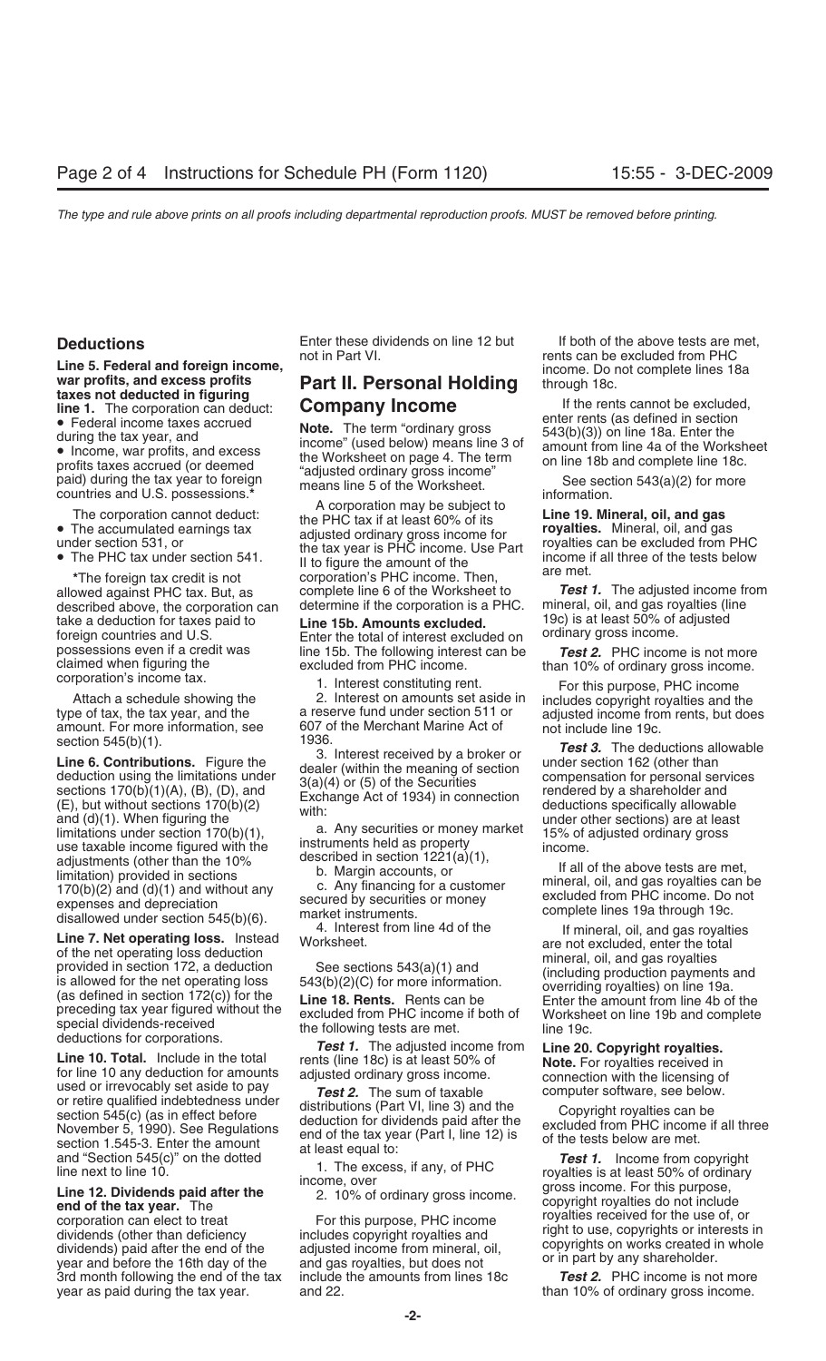## Deductions

**Line 5. Federal and foreign income, war profits, and excess profits taxes not deducted in figuring line 1.** The corporation can deduct:

- Federal income taxes accrued during the tax year, and
- Income, war profits, and excess profits taxes accrued (or deemed paid) during the tax year to foreign countries and U.S. possessions.*

The corporation cannot deduct:

- The accumulated earnings tax under section 531, or
- The PHC tax under section 541.

*The foreign tax credit is not allowed against PHC tax. But, as described above, the corporation can take a deduction for taxes paid to foreign countries and U.S. possessions even if a credit was claimed when figuring the corporation's income tax.

Attach a schedule showing the type of tax, the tax year, and the amount. For more information, see section 545(b)(1).

**Line 6. Contributions.** Figure the deduction using the limitations under sections 170(b)(1)(A), (B), (D), and (E), but without sections 170(b)(2) and (d)(1). When figuring the limitations under section 170(b)(1), use taxable income figured with the adjustments (other than the 10% limitation) provided in sections 170(b)(2) and (d)(1) and without any expenses and depreciation disallowed under section 545(b)(6).

**Line 7. Net operating loss.** Instead of the net operating loss deduction provided in section 172, a deduction is allowed for the net operating loss (as defined in section 172(c)) for the preceding tax year figured without the special dividends-received deductions for corporations.

**Line 10. Total.** Include in the total for line 10 any deduction for amounts used or irrevocably set aside to pay or retire qualified indebtedness under section 545(c) (as in effect before November 5, 1990). See Regulations section 1.545-3. Enter the amount and "Section 545(c)" on the dotted line next to line 10.

**Line 12. Dividends paid after the end of the tax year.** The corporation can elect to treat dividends (other than deficiency dividends) paid after the end of the year and before the 16th day of the 3rd month following the end of the tax year as paid during the tax year. Enter these dividends on line 12 but not in Part VI.

## Part II. Personal Holding Company Income

**Note.** The term "ordinary gross income" (used below) means line 3 of the Worksheet on page 4. The term "adjusted ordinary gross income" means line 5 of the Worksheet.

A corporation may be subject to the PHC tax if at least 60% of its adjusted ordinary gross income for the tax year is PHC income. Use Part II to figure the amount of the corporation's PHC income. Then, complete line 6 of the Worksheet to determine if the corporation is a PHC.

**Line 15b. Amounts excluded.** Enter the total of interest excluded on line 15b. The following interest can be excluded from PHC income.

1. Interest constituting rent.
2. Interest on amounts set aside in a reserve fund under section 511 or 607 of the Merchant Marine Act of 1936.
3. Interest received by a broker or dealer (within the meaning of section 3(a)(4) or (5) of the Securities Exchange Act of 1934) in connection with:
   a. Any securities or money market instruments held as property described in section 1221(a)(1),
   b. Margin accounts, or
   c. Any financing for a customer secured by securities or money market instruments.
4. Interest from line 4d of the Worksheet.

See sections 543(a)(1) and 543(b)(2)(C) for more information.

**Line 18. Rents.** Rents can be excluded from PHC income if both of the following tests are met.

***Test 1.*** The adjusted income from rents (line 18c) is at least 50% of adjusted ordinary gross income.

***Test 2.*** The sum of taxable distributions (Part VI, line 3) and the deduction for dividends paid after the end of the tax year (Part I, line 12) is at least equal to:

1. The excess, if any, of PHC income, over
2. 10% of ordinary gross income.

For this purpose, PHC income includes copyright royalties and adjusted income from mineral, oil, and gas royalties, but does not include the amounts from lines 18c and 22.

If both of the above tests are met, rents can be excluded from PHC income. Do not complete lines 18a through 18c.

If the rents cannot be excluded, enter rents (as defined in section 543(b)(3)) on line 18a. Enter the amount from line 4a of the Worksheet on line 18b and complete line 18c.

See section 543(a)(2) for more information.

**Line 19. Mineral, oil, and gas royalties.** Mineral, oil, and gas royalties can be excluded from PHC income if all three of the tests below are met.

***Test 1.*** The adjusted income from mineral, oil, and gas royalties (line 19c) is at least 50% of adjusted ordinary gross income.

***Test 2.*** PHC income is not more than 10% of ordinary gross income.

For this purpose, PHC income includes copyright royalties and the adjusted income from rents, but does not include line 19c.

***Test 3.*** The deductions allowable under section 162 (other than compensation for personal services rendered by a shareholder and deductions specifically allowable under other sections) are at least 15% of adjusted ordinary gross income.

If all of the above tests are met, mineral, oil, and gas royalties can be excluded from PHC income. Do not complete lines 19a through 19c.

If mineral, oil, and gas royalties are not excluded, enter the total mineral, oil, and gas royalties (including production payments and overriding royalties) on line 19a. Enter the amount from line 4b of the Worksheet on line 19b and complete line 19c.

**Line 20. Copyright royalties.**

**Note.** For royalties received in connection with the licensing of computer software, see below.

Copyright royalties can be excluded from PHC income if all three of the tests below are met.

***Test 1.*** Income from copyright royalties is at least 50% of ordinary gross income. For this purpose, copyright royalties do not include royalties received for the use of, or right to use, copyrights or interests in copyrights on works created in whole or in part by any shareholder.

***Test 2.*** PHC income is not more than 10% of ordinary gross income.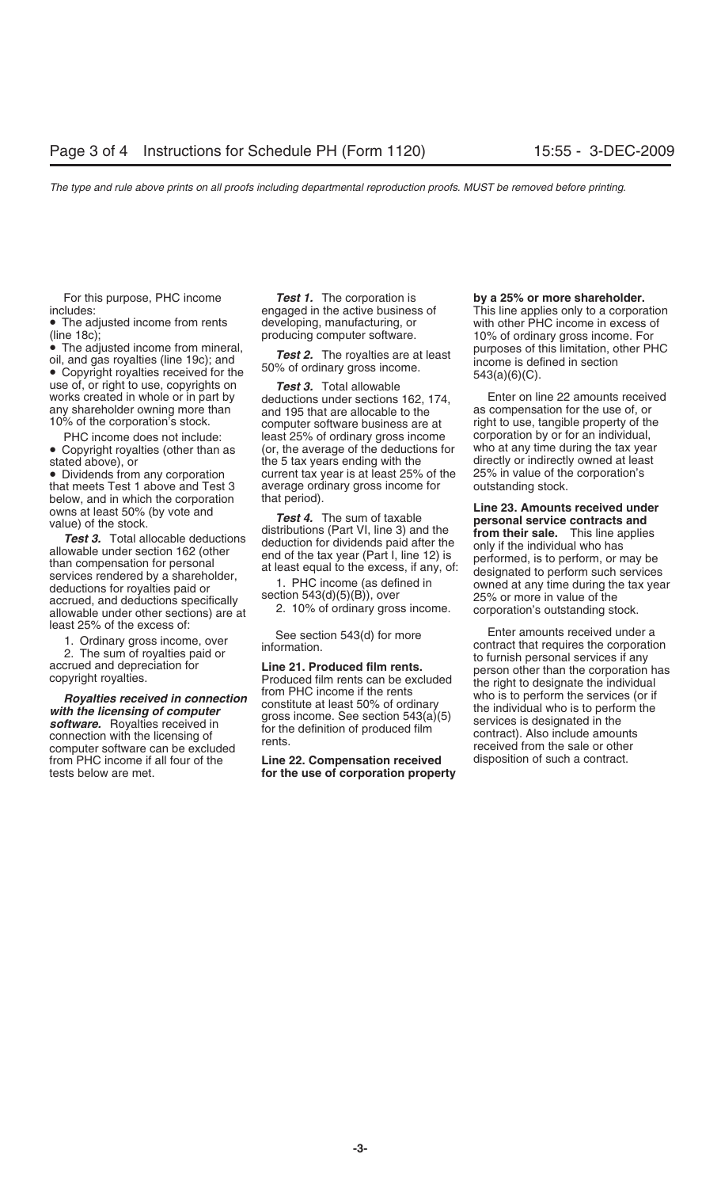For this purpose, PHC income includes:

- The adjusted income from rents (line 18c);
- The adjusted income from mineral, oil, and gas royalties (line 19c); and
- Copyright royalties received for the use of, or right to use, copyrights on works created in whole or in part by any shareholder owning more than 10% of the corporation's stock.

PHC income does not include:

- Copyright royalties (other than as stated above), or
- Dividends from any corporation that meets Test 1 above and Test 3 below, and in which the corporation owns at least 50% (by vote and value) of the stock.

***Test 3.*** Total allocable deductions allowable under section 162 (other than compensation for personal services rendered by a shareholder, deductions for royalties paid or accrued, and deductions specifically allowable under other sections) are at least 25% of the excess of:

1. Ordinary gross income, over
2. The sum of royalties paid or accrued and depreciation for copyright royalties.

***Royalties received in connection with the licensing of computer software.*** Royalties received in connection with the licensing of computer software can be excluded from PHC income if all four of the tests below are met.

***Test 1.*** The corporation is engaged in the active business of developing, manufacturing, or producing computer software.

***Test 2.*** The royalties are at least 50% of ordinary gross income.

***Test 3.*** Total allowable deductions under sections 162, 174, and 195 that are allocable to the computer software business are at least 25% of ordinary gross income (or, the average of the deductions for the 5 tax years ending with the current tax year is at least 25% of the average ordinary gross income for that period).

***Test 4.*** The sum of taxable distributions (Part VI, line 3) and the deduction for dividends paid after the end of the tax year (Part I, line 12) is at least equal to the excess, if any, of:

1. PHC income (as defined in section 543(d)(5)(B)), over
2. 10% of ordinary gross income.

See section 543(d) for more information.

**Line 21. Produced film rents.** Produced film rents can be excluded from PHC income if the rents constitute at least 50% of ordinary gross income. See section 543(a)(5) for the definition of produced film rents.

**Line 22. Compensation received for the use of corporation property by a 25% or more shareholder.** This line applies only to a corporation with other PHC income in excess of 10% of ordinary gross income. For purposes of this limitation, other PHC income is defined in section 543(a)(6)(C).

Enter on line 22 amounts received as compensation for the use of, or right to use, tangible property of the corporation by or for an individual, who at any time during the tax year directly or indirectly owned at least 25% in value of the corporation's outstanding stock.

**Line 23. Amounts received under personal service contracts and from their sale.** This line applies only if the individual who has performed, is to perform, or may be designated to perform such services owned at any time during the tax year 25% or more in value of the corporation's outstanding stock.

Enter amounts received under a contract that requires the corporation to furnish personal services if any person other than the corporation has the right to designate the individual who is to perform the services (or if the individual who is to perform the services is designated in the contract). Also include amounts received from the sale or other disposition of such a contract.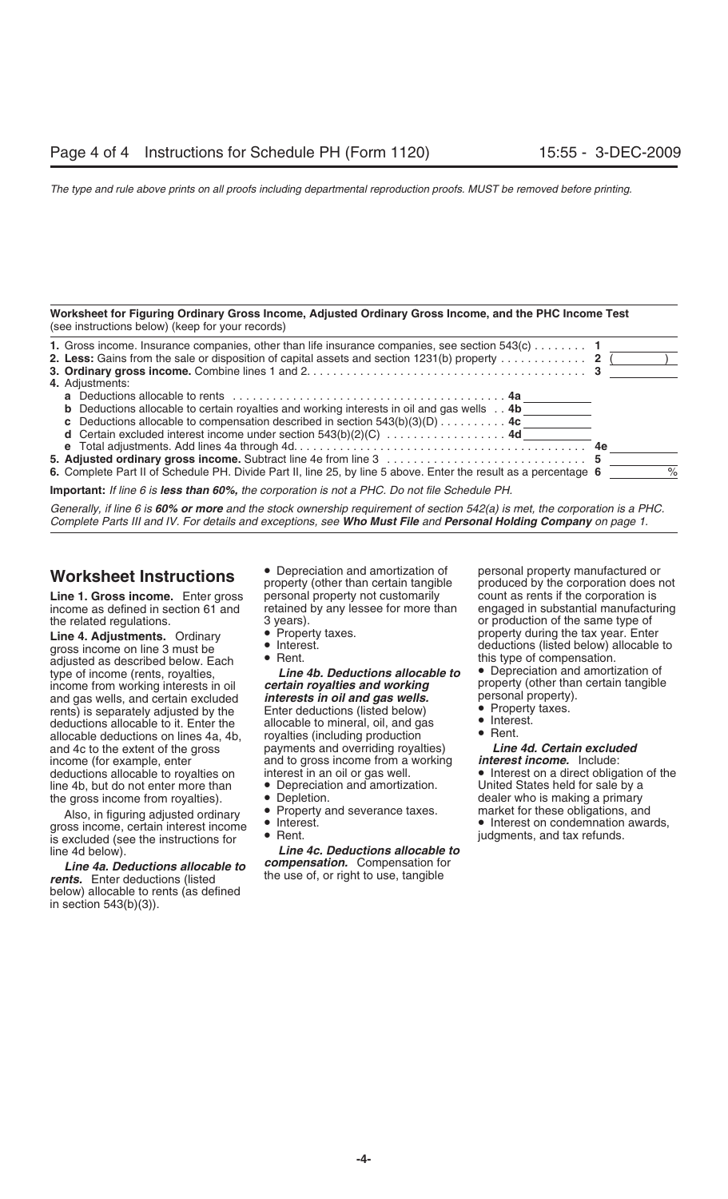**Worksheet for Figuring Ordinary Gross Income, Adjusted Ordinary Gross Income, and the PHC Income Test**
(see instructions below) (keep for your records)

| | | | |
|---|---|---|---|
| **1.** Gross income. Insurance companies, other than life insurance companies, see section 543(c) | | **1** | |
| **2. Less:** Gains from the sale or disposition of capital assets and section 1231(b) property | | **2** | ( ) |
| **3. Ordinary gross income.** Combine lines 1 and 2 | | **3** | |
| **4.** Adjustments: | | | |
| **a** Deductions allocable to rents | **4a** | | |
| **b** Deductions allocable to certain royalties and working interests in oil and gas wells | **4b** | | |
| **c** Deductions allocable to compensation described in section 543(b)(3)(D) | **4c** | | |
| **d** Certain excluded interest income under section 543(b)(2)(C) | **4d** | | |
| **e** Total adjustments. Add lines 4a through 4d | | **4e** | |
| **5. Adjusted ordinary gross income.** Subtract line 4e from line 3 | | **5** | |
| **6.** Complete Part II of Schedule PH. Divide Part II, line 25, by line 5 above. Enter the result as a percentage | | **6** | % |

**Important:** *If line 6 is **less than 60%,** the corporation is not a PHC. Do not file Schedule PH.*

*Generally, if line 6 is **60% or more** and the stock ownership requirement of section 542(a) is met, the corporation is a PHC. Complete Parts III and IV. For details and exceptions, see **Who Must File** and **Personal Holding Company** on page 1.*

## Worksheet Instructions

**Line 1. Gross income.** Enter gross income as defined in section 61 and the related regulations.

**Line 4. Adjustments.** Ordinary gross income on line 3 must be adjusted as described below. Each type of income (rents, royalties, income from working interests in oil and gas wells, and certain excluded rents) is separately adjusted by the deductions allocable to it. Enter the allocable deductions on lines 4a, 4b, and 4c to the extent of the gross income (for example, enter deductions allocable to royalties on line 4b, but do not enter more than the gross income from royalties).

Also, in figuring adjusted ordinary gross income, certain interest income is excluded (see the instructions for line 4d below).

***Line 4a. Deductions allocable to rents.*** Enter deductions (listed below) allocable to rents (as defined in section 543(b)(3)).

- Depreciation and amortization of property (other than certain tangible personal property not customarily retained by any lessee for more than 3 years).
- Property taxes.
- Interest.
- Rent.

***Line 4b. Deductions allocable to certain royalties and working interests in oil and gas wells.*** Enter deductions (listed below) allocable to mineral, oil, and gas royalties (including production payments and overriding royalties) and to gross income from a working interest in an oil or gas well.

- Depreciation and amortization.
- Depletion.
- Property and severance taxes.
- Interest.
- Rent.

***Line 4c. Deductions allocable to compensation.*** Compensation for the use of, or right to use, tangible personal property manufactured or produced by the corporation does not count as rents if the corporation is engaged in substantial manufacturing or production of the same type of property during the tax year. Enter deductions (listed below) allocable to this type of compensation.

- Depreciation and amortization of property (other than certain tangible personal property).
- Property taxes.
- Interest.
- Rent.

***Line 4d. Certain excluded interest income.*** Include:

- Interest on a direct obligation of the United States held for sale by a dealer who is making a primary market for these obligations, and
- Interest on condemnation awards, judgments, and tax refunds.